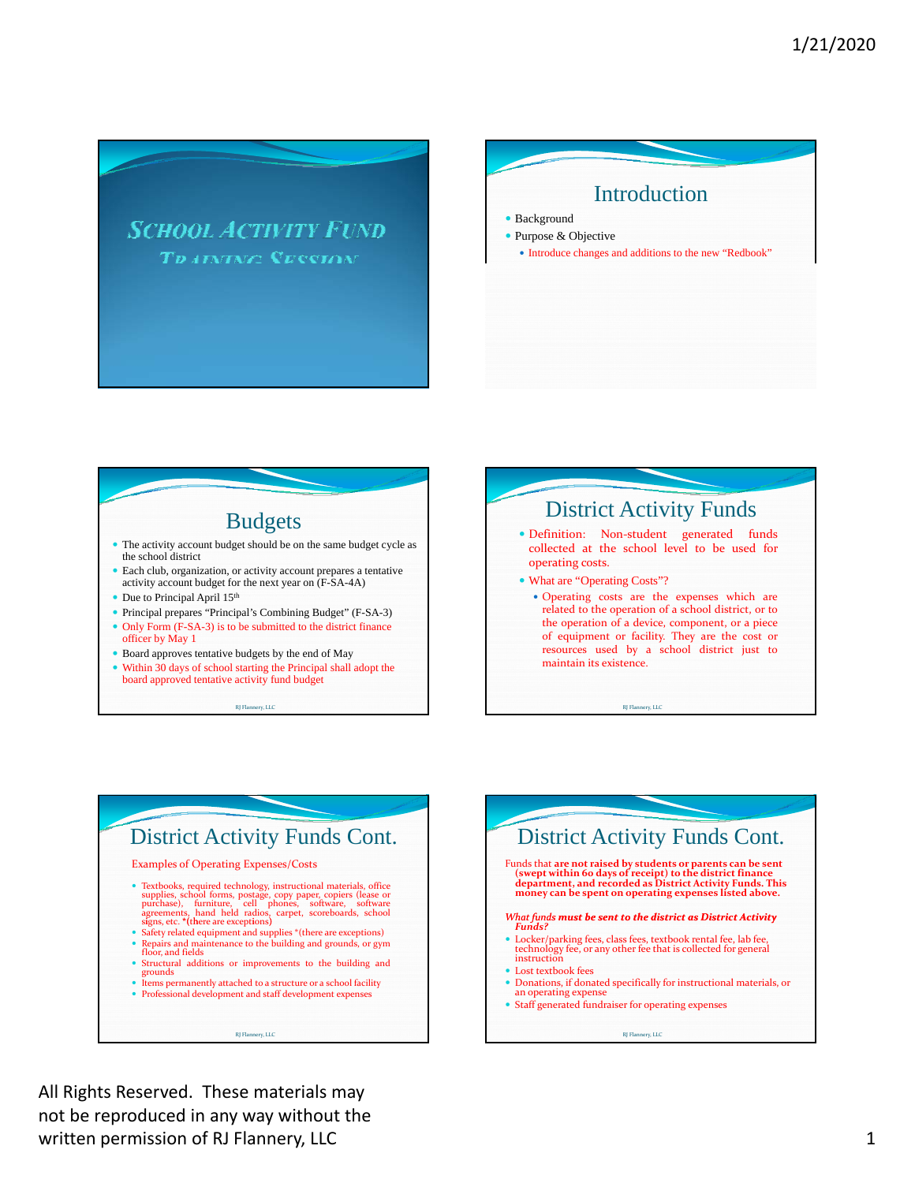# School Activity Fund Training Session

## Introduction

- Background
- Purpose & Objective
  - Introduce changes and additions to the new "Redbook"

## Budgets

- The activity account budget should be on the same budget cycle as the school district
- Each club, organization, or activity account prepares a tentative activity account budget for the next year on (F-SA-4A)
- Due to Principal April 15th
- Principal prepares "Principal's Combining Budget" (F-SA-3)
- Only Form (F-SA-3) is to be submitted to the district finance officer by May 1
- Board approves tentative budgets by the end of May
- Within 30 days of school starting the Principal shall adopt the board approved tentative activity fund budget

RJ Flannery, LLC

## District Activity Funds

- Definition: Non-student generated funds collected at the school level to be used for operating costs.
- What are "Operating Costs"?
  - Operating costs are the expenses which are related to the operation of a school district, or to the operation of a device, component, or a piece of equipment or facility. They are the cost or resources used by a school district just to maintain its existence.

RJ Flannery, LLC

## District Activity Funds Cont.

Examples of Operating Expenses/Costs

- Textbooks, required technology, instructional materials, office supplies, school forms, postage, copy paper, copiers (lease or purchase), furniture, cell phones, software, software agreements, hand held radios, carpet, scoreboards, school signs, etc. *(there are exceptions)
- Safety related equipment and supplies *(there are exceptions)
- Repairs and maintenance to the building and grounds, or gym floor, and fields
- Structural additions or improvements to the building and grounds
- Items permanently attached to a structure or a school facility
- Professional development and staff development expenses

RJ Flannery, LLC

## District Activity Funds Cont.

Funds that **are not raised by students or parents can be sent (swept within 60 days of receipt) to the district finance department, and recorded as District Activity Funds. This money can be spent on operating expenses listed above.**

***What funds must be sent to the district as District Activity Funds?***

- Locker/parking fees, class fees, textbook rental fee, lab fee, technology fee, or any other fee that is collected for general instruction
- Lost textbook fees
- Donations, if donated specifically for instructional materials, or an operating expense
- Staff generated fundraiser for operating expenses

RJ Flannery, LLC

All Rights Reserved. These materials may not be reproduced in any way without the written permission of RJ Flannery, LLC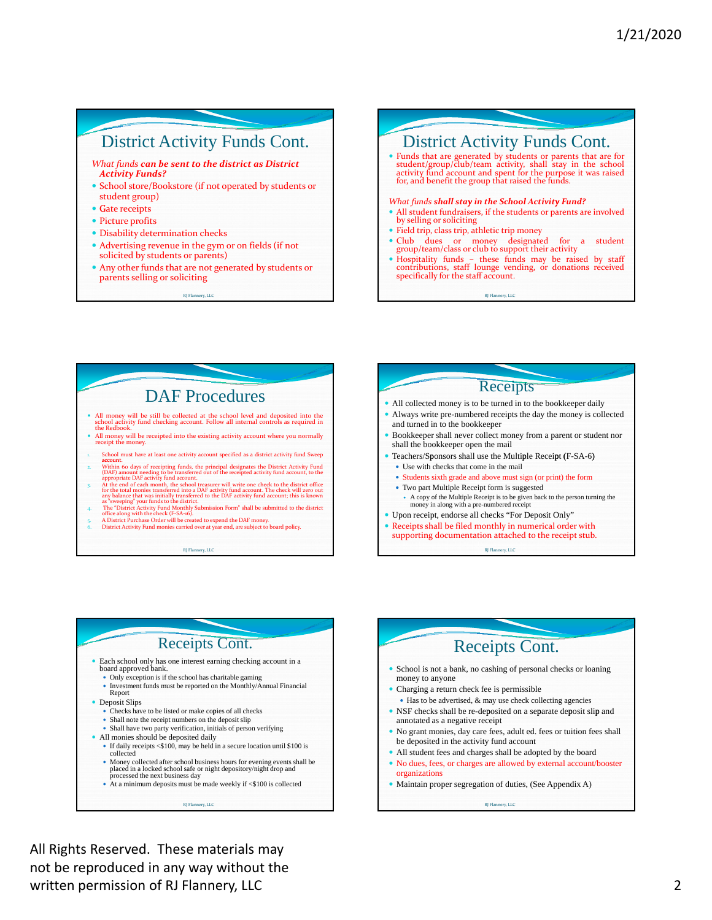## District Activity Funds Cont.

*What funds **can be sent to the district as District Activity Funds?***

- School store/Bookstore (if not operated by students or student group)
- Gate receipts
- Picture profits
- Disability determination checks
- Advertising revenue in the gym or on fields (if not solicited by students or parents)
- Any other funds that are not generated by students or parents selling or soliciting

## District Activity Funds Cont.

- Funds that are generated by students or parents that are for student/group/club/team activity, shall stay in the school activity fund account and spent for the purpose it was raised for, and benefit the group that raised the funds.

*What funds **shall stay in the School Activity Fund?***

- All student fundraisers, if the students or parents are involved by selling or soliciting
- Field trip, class trip, athletic trip money
- Club dues or money designated for a student group/team/class or club to support their activity
- Hospitality funds – these funds may be raised by staff contributions, staff lounge vending, or donations received specifically for the staff account.

## DAF Procedures

- All money will be still be collected at the school level and deposited into the school activity fund checking account. Follow all internal controls as required in the Redbook.
- All money will be receipted into the existing activity account where you normally receipt the money.

1. School must have at least one activity account specified as a district activity fund Sweep **account**.
2. Within 60 days of receipting funds, the principal designates the District Activity Fund (DAF) amount needing to be transferred out of the receipted activity fund account, to the appropriate DAF activity fund account.
3. At the end of each month, the school treasurer will write one check to the district office for the total monies transferred into a DAF activity fund account. The check will zero out any balance that was initially transferred to the DAF activity fund account; this is known as "sweeping" your funds to the district.
4. The "District Activity Fund Monthly Submission Form" shall be submitted to the district office along with the check (F-SA-16).
5. A District Purchase Order will be created to expend the DAF money.
6. District Activity Fund monies carried over at year end, are subject to board policy.

## Receipts

- All collected money is to be turned in to the bookkeeper daily
- Always write pre-numbered receipts the day the money is collected and turned in to the bookkeeper
- Bookkeeper shall never collect money from a parent or student nor shall the bookkeeper open the mail
- Teachers/Sponsors shall use the Multiple Receipt (F-SA-6)
  - Use with checks that come in the mail
  - Students sixth grade and above must sign (or print) the form
  - Two part Multiple Receipt form is suggested
    - A copy of the Multiple Receipt is to be given back to the person turning the money in along with a pre-numbered receipt
- Upon receipt, endorse all checks "For Deposit Only"
- Receipts shall be filed monthly in numerical order with supporting documentation attached to the receipt stub.

## Receipts Cont.

- Each school only has one interest earning checking account in a board approved bank.
  - Only exception is if the school has charitable gaming
  - Investment funds must be reported on the Monthly/Annual Financial Report
- Deposit Slips
  - Checks have to be listed or make copies of all checks
  - Shall note the receipt numbers on the deposit slip
  - Shall have two party verification, initials of person verifying
- All monies should be deposited daily
  - If daily receipts <$100, may be held in a secure location until $100 is collected
  - Money collected after school business hours for evening events shall be placed in a locked school safe or night depository/night drop and processed the next business day
  - At a minimum deposits must be made weekly if <$100 is collected

## Receipts Cont.

- School is not a bank, no cashing of personal checks or loaning money to anyone
- Charging a return check fee is permissible
  - Has to be advertised, & may use check collecting agencies
- NSF checks shall be re-deposited on a separate deposit slip and annotated as a negative receipt
- No grant monies, day care fees, adult ed. fees or tuition fees shall be deposited in the activity fund account
- All student fees and charges shall be adopted by the board
- No dues, fees, or charges are allowed by external account/booster organizations
- Maintain proper segregation of duties, (See Appendix A)

All Rights Reserved. These materials may not be reproduced in any way without the written permission of RJ Flannery, LLC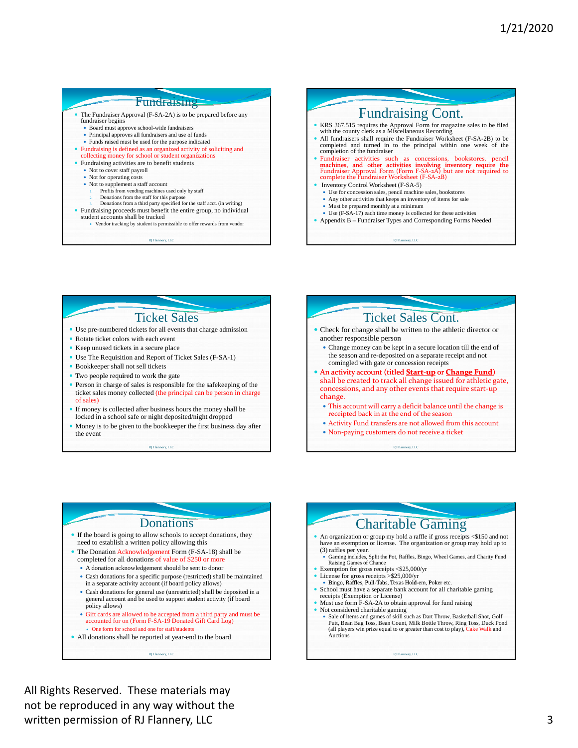## Fundraising

- The Fundraiser Approval (F-SA-2A) is to be prepared before any fundraiser begins
  - Board must approve school-wide fundraisers
  - Principal approves all fundraisers and use of funds
  - Funds raised must be used for the purpose indicated
- Fundraising is defined as an organized activity of soliciting and collecting money for school or student organizations
- Fundraising activities are to benefit students
  - Not to cover staff payroll
  - Not for operating costs
  - Not to supplement a staff account
    1. Profits from vending machines used only by staff
    2. Donations from the staff for this purpose
    3. Donations from a third party specified for the staff acct. (in writing)
- Fundraising proceeds must benefit the entire group, no individual student accounts shall be tracked
  - Vendor tracking by student is permissible to offer rewards from vendor

## Fundraising Cont.

- KRS 367.515 requires the Approval Form for magazine sales to be filed with the county clerk as a Miscellaneous Recording
- All fundraisers shall require the Fundraiser Worksheet (F-SA-2B) to be completed and turned in to the principal within one week of the completion of the fundraiser
- Fundraiser activities such as concessions, bookstores, pencil machines, and other activities involving inventory require the Fundraiser Approval Form (Form F-SA-2A) but are not required to complete the Fundraiser Worksheet (F-SA-2B)
- Inventory Control Worksheet (F-SA-5)
  - Use for concession sales, pencil machine sales, bookstores
  - Any other activities that keeps an inventory of items for sale
  - Must be prepared monthly at a minimum
  - Use (F-SA-17) each time money is collected for these activities
- Appendix B – Fundraiser Types and Corresponding Forms Needed

## Ticket Sales

- Use pre-numbered tickets for all events that charge admission
- Rotate ticket colors with each event
- Keep unused tickets in a secure place
- Use The Requisition and Report of Ticket Sales (F-SA-1)
- Bookkeeper shall not sell tickets
- Two people required to work the gate
- Person in charge of sales is responsible for the safekeeping of the ticket sales money collected (the principal can be person in charge of sales)
- If money is collected after business hours the money shall be locked in a school safe or night deposited/night dropped
- Money is to be given to the bookkeeper the first business day after the event

## Ticket Sales Cont.

- Check for change shall be written to the athletic director or another responsible person
  - Change money can be kept in a secure location till the end of the season and re-deposited on a separate receipt and not comingled with gate or concession receipts
- An activity account (titled **Start-up** or **Change Fund**) shall be created to track all change issued for athletic gate, concessions, and any other events that require start-up change.
  - This account will carry a deficit balance until the change is receipted back in at the end of the season
  - Activity Fund transfers are not allowed from this account
  - Non-paying customers do not receive a ticket

## Donations

- If the board is going to allow schools to accept donations, they need to establish a written policy allowing this
- The Donation Acknowledgement Form (F-SA-18) shall be completed for all donations of value of $250 or more
  - A donation acknowledgement should be sent to donor
  - Cash donations for a specific purpose (restricted) shall be maintained in a separate activity account (if board policy allows)
  - Cash donations for general use (unrestricted) shall be deposited in a general account and be used to support student activity (if board policy allows)
  - Gift cards are allowed to be accepted from a third party and must be accounted for on (Form F-SA-19 Donated Gift Card Log)
    - One form for school and one for staff/students
- All donations shall be reported at year-end to the board

## Charitable Gaming

- An organization or group my hold a raffle if gross receipts <$150 and not have an exemption or license. The organization or group may hold up to (3) raffles per year.
  - Gaming includes, Split the Pot, Raffles, Bingo, Wheel Games, and Charity Fund Raising Games of Chance
- Exemption for gross receipts <$25,000/yr
- License for gross receipts >$25,000/yr
  - Bingo, Raffles, Pull-Tabs, Texas Hold-em, Poker etc.
- School must have a separate bank account for all charitable gaming receipts (Exemption or License)
- Must use form F-SA-2A to obtain approval for fund raising
- Not considered charitable gaming
  - Sale of items and games of skill such as Dart Throw, Basketball Shot, Golf Putt, Bean Bag Toss, Bean Count, Milk Bottle Throw, Ring Toss, Duck Pond (all players win prize equal to or greater than cost to play), Cake Walk and Auctions

All Rights Reserved. These materials may not be reproduced in any way without the written permission of RJ Flannery, LLC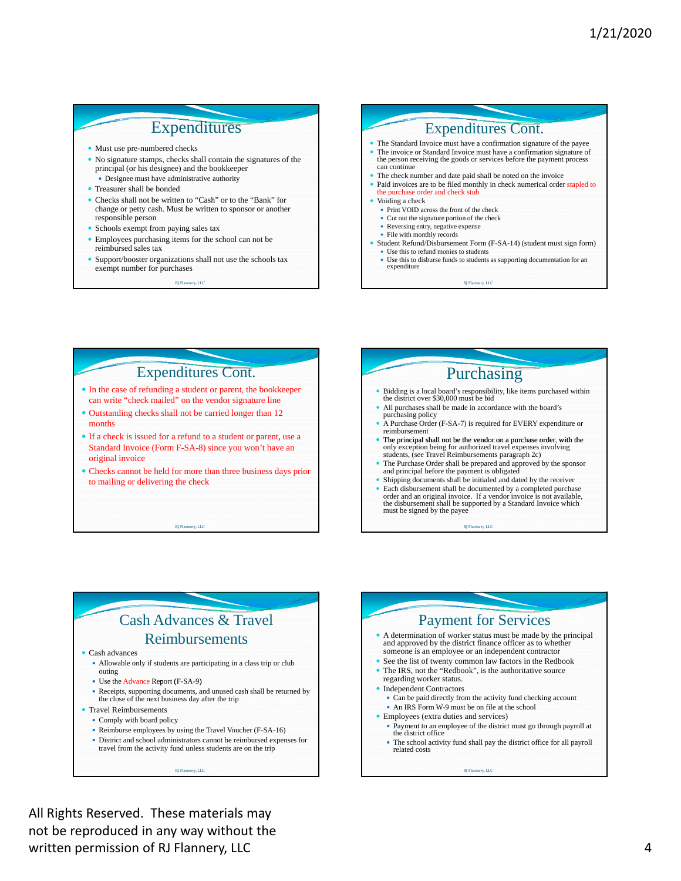## Expenditures

- Must use pre-numbered checks
- No signature stamps, checks shall contain the signatures of the principal (or his designee) and the bookkeeper
  - Designee must have administrative authority
- Treasurer shall be bonded
- Checks shall not be written to "Cash" or to the "Bank" for change or petty cash. Must be written to sponsor or another responsible person
- Schools exempt from paying sales tax
- Employees purchasing items for the school can not be reimbursed sales tax
- Support/booster organizations shall not use the schools tax exempt number for purchases

## Expenditures Cont.

- The Standard Invoice must have a confirmation signature of the payee
- The invoice or Standard Invoice must have a confirmation signature of the person receiving the goods or services before the payment process can continue
- The check number and date paid shall be noted on the invoice
- Paid invoices are to be filed monthly in check numerical order stapled to the purchase order and check stub
- Voiding a check
  - Print VOID across the front of the check
  - Cut out the signature portion of the check
  - Reversing entry, negative expense
  - File with monthly records
- Student Refund/Disbursement Form (F-SA-14) (student must sign form)
  - Use this to refund monies to students
  - Use this to disburse funds to students as supporting documentation for an expenditure

## Expenditures Cont.

- In the case of refunding a student or parent, the bookkeeper can write "check mailed" on the vendor signature line
- Outstanding checks shall not be carried longer than 12 months
- If a check is issued for a refund to a student or parent, use a Standard Invoice (Form F-SA-8) since you won't have an original invoice
- Checks cannot be held for more than three business days prior to mailing or delivering the check

## Purchasing

- Bidding is a local board's responsibility, like items purchased within the district over $30,000 must be bid
- All purchases shall be made in accordance with the board's purchasing policy
- A Purchase Order (F-SA-7) is required for EVERY expenditure or reimbursement
- **The principal shall not be the vendor on a purchase order**, with the only exception being for authorized travel expenses involving students, (see Travel Reimbursements paragraph 2c)
- The Purchase Order shall be prepared and approved by the sponsor and principal before the payment is obligated
- Shipping documents shall be initialed and dated by the receiver
- Each disbursement shall be documented by a completed purchase order and an original invoice. If a vendor invoice is not available, the disbursement shall be supported by a Standard Invoice which must be signed by the payee

## Cash Advances & Travel Reimbursements

- Cash advances
  - Allowable only if students are participating in a class trip or club outing
  - Use the Advance Report (F-SA-9)
  - Receipts, supporting documents, and unused cash shall be returned by the close of the next business day after the trip
- Travel Reimbursements
  - Comply with board policy
  - Reimburse employees by using the Travel Voucher (F-SA-16)
  - District and school administrators cannot be reimbursed expenses for travel from the activity fund unless students are on the trip

## Payment for Services

- A determination of worker status must be made by the principal and approved by the district finance officer as to whether someone is an employee or an independent contractor
- See the list of twenty common law factors in the Redbook
- The IRS, not the "Redbook", is the authoritative source regarding worker status.
- Independent Contractors
  - Can be paid directly from the activity fund checking account
  - An IRS Form W-9 must be on file at the school
- Employees (extra duties and services)
  - Payment to an employee of the district must go through payroll at the district office
  - The school activity fund shall pay the district office for all payroll related costs

All Rights Reserved. These materials may not be reproduced in any way without the written permission of RJ Flannery, LLC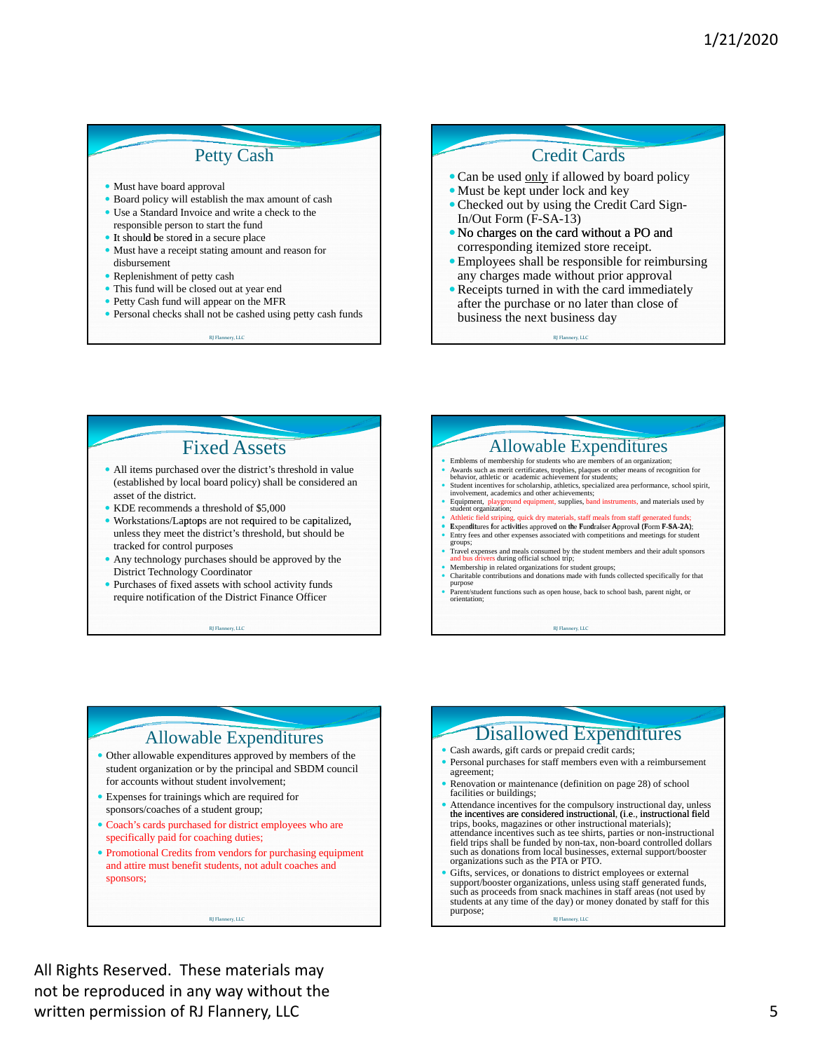## Petty Cash

- Must have board approval
- Board policy will establish the max amount of cash
- Use a Standard Invoice and write a check to the responsible person to start the fund
- It should be stored in a secure place
- Must have a receipt stating amount and reason for disbursement
- Replenishment of petty cash
- This fund will be closed out at year end
- Petty Cash fund will appear on the MFR
- Personal checks shall not be cashed using petty cash funds

## Credit Cards

- Can be used only if allowed by board policy
- Must be kept under lock and key
- Checked out by using the Credit Card Sign-In/Out Form (F-SA-13)
- No charges on the card without a PO and corresponding itemized store receipt.
- Employees shall be responsible for reimbursing any charges made without prior approval
- Receipts turned in with the card immediately after the purchase or no later than close of business the next business day

## Fixed Assets

- All items purchased over the district's threshold in value (established by local board policy) shall be considered an asset of the district.
- KDE recommends a threshold of $5,000
- Workstations/Laptops are not required to be capitalized, unless they meet the district's threshold, but should be tracked for control purposes
- Any technology purchases should be approved by the District Technology Coordinator
- Purchases of fixed assets with school activity funds require notification of the District Finance Officer

## Allowable Expenditures

- Emblems of membership for students who are members of an organization;
- Awards such as merit certificates, trophies, plaques or other means of recognition for behavior, athletic or academic achievement for students;
- Student incentives for scholarship, athletics, specialized area performance, school spirit, involvement, academics and other achievements;
- Equipment, playground equipment, supplies, band instruments, and materials used by student organization;
- Athletic field striping, quick dry materials, staff meals from staff generated funds;
- Expenditures for activities approved on the Fundraiser Approval (Form F-SA-2A);
- Entry fees and other expenses associated with competitions and meetings for student groups;
- Travel expenses and meals consumed by the student members and their adult sponsors and bus drivers during official school trip;
- Membership in related organizations for student groups;
- Charitable contributions and donations made with funds collected specifically for that purpose
- Parent/student functions such as open house, back to school bash, parent night, or orientation;

## Allowable Expenditures

- Other allowable expenditures approved by members of the student organization or by the principal and SBDM council for accounts without student involvement;
- Expenses for trainings which are required for sponsors/coaches of a student group;
- Coach's cards purchased for district employees who are specifically paid for coaching duties;
- Promotional Credits from vendors for purchasing equipment and attire must benefit students, not adult coaches and sponsors;

## Disallowed Expenditures

- Cash awards, gift cards or prepaid credit cards;
- Personal purchases for staff members even with a reimbursement agreement;
- Renovation or maintenance (definition on page 28) of school facilities or buildings;
- Attendance incentives for the compulsory instructional day, unless the incentives are considered instructional, (i.e., instructional field trips, books, magazines or other instructional materials); attendance incentives such as tee shirts, parties or non-instructional field trips shall be funded by non-tax, non-board controlled dollars such as donations from local businesses, external support/booster organizations such as the PTA or PTO.
- Gifts, services, or donations to district employees or external support/booster organizations, unless using staff generated funds, such as proceeds from snack machines in staff areas (not used by students at any time of the day) or money donated by staff for this purpose;

All Rights Reserved. These materials may not be reproduced in any way without the written permission of RJ Flannery, LLC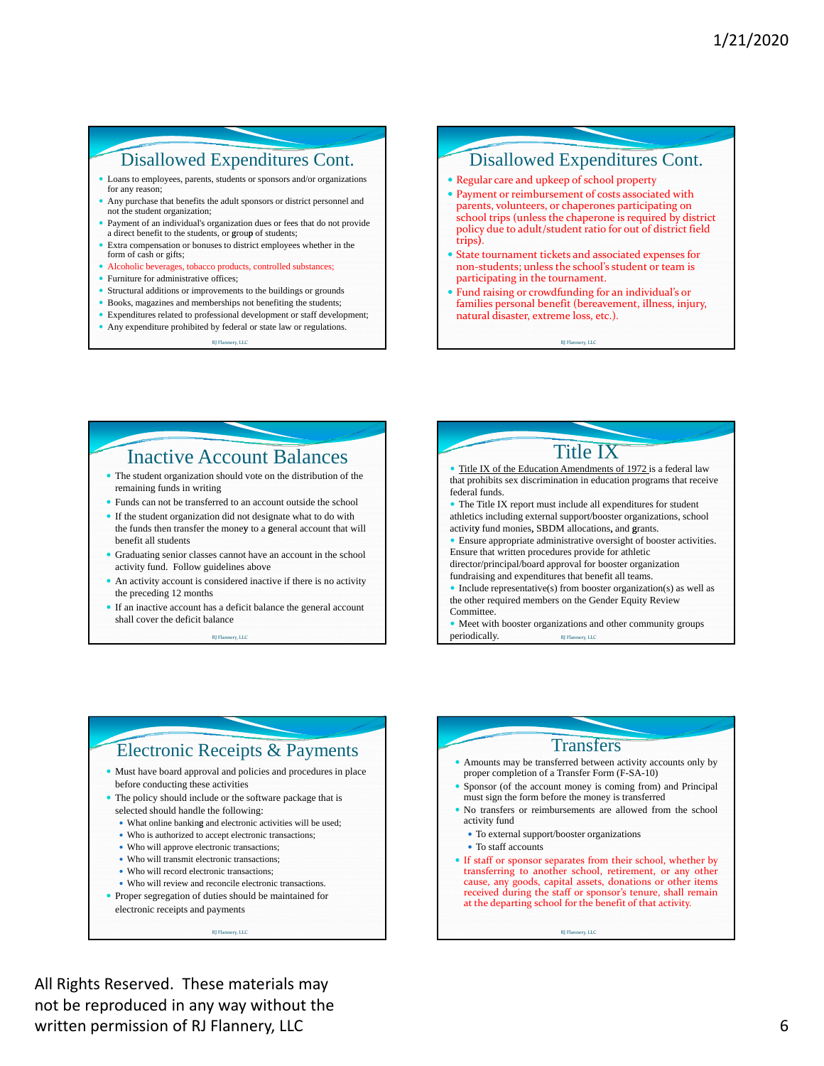## Disallowed Expenditures Cont.

- Loans to employees, parents, students or sponsors and/or organizations for any reason;
- Any purchase that benefits the adult sponsors or district personnel and not the student organization;
- Payment of an individual's organization dues or fees that do not provide a direct benefit to the students, or group of students;
- Extra compensation or bonuses to district employees whether in the form of cash or gifts;
- Alcoholic beverages, tobacco products, controlled substances;
- Furniture for administrative offices;
- Structural additions or improvements to the buildings or grounds
- Books, magazines and memberships not benefiting the students;
- Expenditures related to professional development or staff development;
- Any expenditure prohibited by federal or state law or regulations.

## Disallowed Expenditures Cont.

- Regular care and upkeep of school property
- Payment or reimbursement of costs associated with parents, volunteers, or chaperones participating on school trips (unless the chaperone is required by district policy due to adult/student ratio for out of district field trips).
- State tournament tickets and associated expenses for non-students; unless the school's student or team is participating in the tournament.
- Fund raising or crowdfunding for an individual's or families personal benefit (bereavement, illness, injury, natural disaster, extreme loss, etc.).

## Inactive Account Balances

- The student organization should vote on the distribution of the remaining funds in writing
- Funds can not be transferred to an account outside the school
- If the student organization did not designate what to do with the funds then transfer the money to a general account that will benefit all students
- Graduating senior classes cannot have an account in the school activity fund. Follow guidelines above
- An activity account is considered inactive if there is no activity the preceding 12 months
- If an inactive account has a deficit balance the general account shall cover the deficit balance

## Title IX

- Title IX of the Education Amendments of 1972 is a federal law that prohibits sex discrimination in education programs that receive federal funds.
- The Title IX report must include all expenditures for student athletics including external support/booster organizations, school activity fund monies, SBDM allocations, and grants.
- Ensure appropriate administrative oversight of booster activities. Ensure that written procedures provide for athletic director/principal/board approval for booster organization fundraising and expenditures that benefit all teams.
- Include representative(s) from booster organization(s) as well as the other required members on the Gender Equity Review Committee.
- Meet with booster organizations and other community groups periodically.

## Electronic Receipts & Payments

- Must have board approval and policies and procedures in place before conducting these activities
- The policy should include or the software package that is selected should handle the following:
  - What online banking and electronic activities will be used;
  - Who is authorized to accept electronic transactions;
  - Who will approve electronic transactions;
  - Who will transmit electronic transactions;
  - Who will record electronic transactions;
  - Who will review and reconcile electronic transactions.
- Proper segregation of duties should be maintained for electronic receipts and payments

## Transfers

- Amounts may be transferred between activity accounts only by proper completion of a Transfer Form (F-SA-10)
- Sponsor (of the account money is coming from) and Principal must sign the form before the money is transferred
- No transfers or reimbursements are allowed from the school activity fund
  - To external support/booster organizations
  - To staff accounts
- If staff or sponsor separates from their school, whether by transferring to another school, retirement, or any other cause, any goods, capital assets, donations or other items received during the staff or sponsor's tenure, shall remain at the departing school for the benefit of that activity.

All Rights Reserved. These materials may not be reproduced in any way without the written permission of RJ Flannery, LLC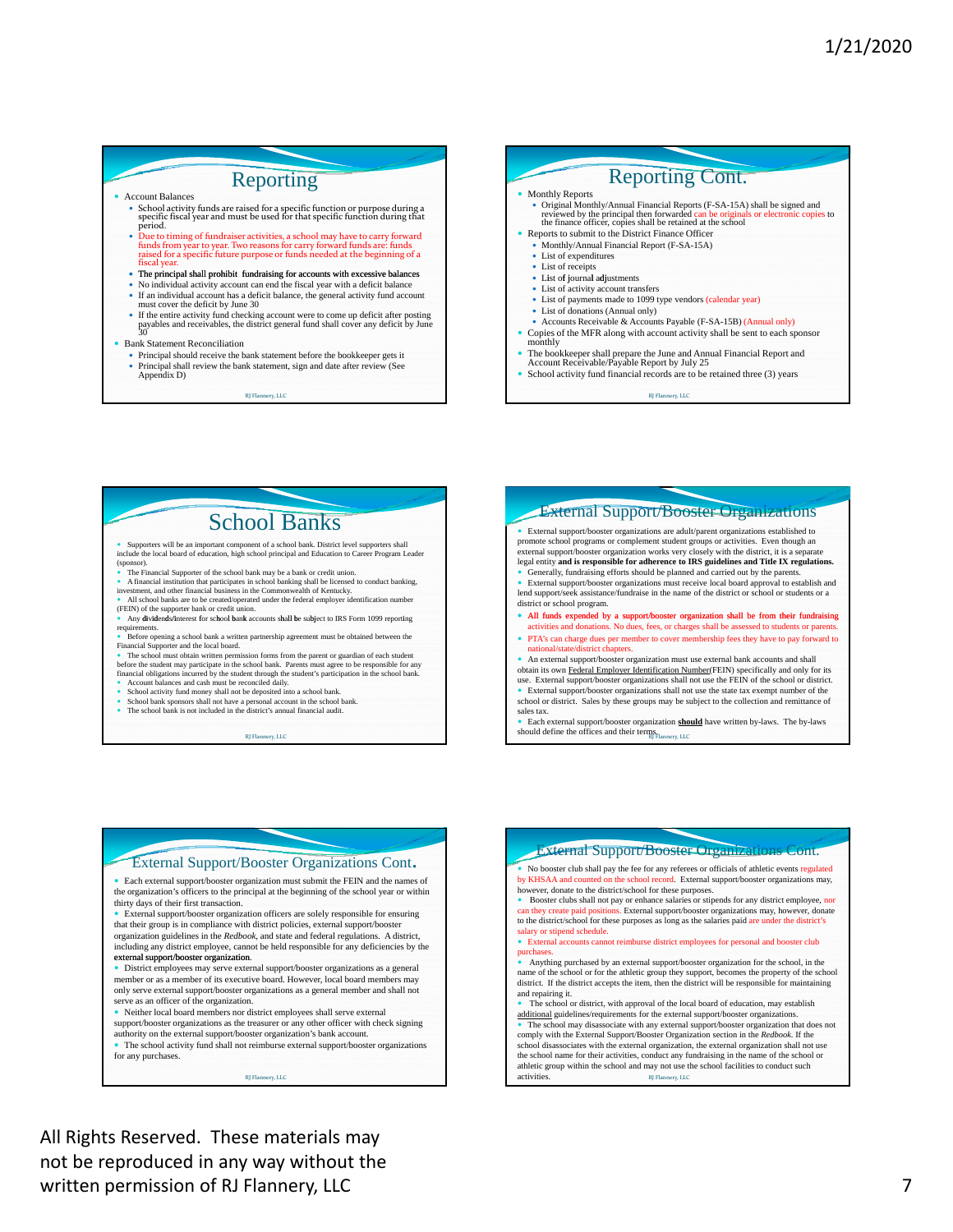## Reporting

- Account Balances
  - School activity funds are raised for a specific function or purpose during a specific fiscal year and must be used for that specific function during that period.
  - Due to timing of fundraiser activities, a school may have to carry forward funds from year to year. Two reasons for carry forward funds are: funds raised for a specific future purpose or funds needed at the beginning of a fiscal year.
  - **The principal shall prohibit fundraising for accounts with excessive balances**
  - No individual activity account can end the fiscal year with a deficit balance
  - If an individual account has a deficit balance, the general activity fund account must cover the deficit by June 30
  - If the entire activity fund checking account were to come up deficit after posting payables and receivables, the district general fund shall cover any deficit by June 30
- Bank Statement Reconciliation
  - Principal should receive the bank statement before the bookkeeper gets it
  - Principal shall review the bank statement, sign and date after review (See Appendix D)

## Reporting Cont.

- Monthly Reports
  - Original Monthly/Annual Financial Reports (F-SA-15A) shall be signed and reviewed by the principal then forwarded can be originals or electronic copies to the finance officer, copies shall be retained at the school
- Reports to submit to the District Finance Officer
  - Monthly/Annual Financial Report (F-SA-15A)
  - List of expenditures
  - List of receipts
  - List of journal adjustments
  - List of activity account transfers
  - List of payments made to 1099 type vendors (calendar year)
  - List of donations (Annual only)
  - Accounts Receivable & Accounts Payable (F-SA-15B) (Annual only)
- Copies of the MFR along with account activity shall be sent to each sponsor monthly
- The bookkeeper shall prepare the June and Annual Financial Report and Account Receivable/Payable Report by July 25
- School activity fund financial records are to be retained three (3) years

## School Banks

- Supporters will be an important component of a school bank. District level supporters shall include the local board of education, high school principal and Education to Career Program Leader (sponsor).
- The Financial Supporter of the school bank may be a bank or credit union.
- A financial institution that participates in school banking shall be licensed to conduct banking, investment, and other financial business in the Commonwealth of Kentucky.
- All school banks are to be created/operated under the federal employer identification number (FEIN) of the supporter bank or credit union.
- Any dividends/interest for school bank accounts shall be subject to IRS Form 1099 reporting requirements.
- Before opening a school bank a written partnership agreement must be obtained between the Financial Supporter and the local board.
- The school must obtain written permission forms from the parent or guardian of each student before the student may participate in the school bank. Parents must agree to be responsible for any financial obligations incurred by the student through the student's participation in the school bank.
- Account balances and cash must be reconciled daily.
- School activity fund money shall not be deposited into a school bank.
- School bank sponsors shall not have a personal account in the school bank.
- The school bank is not included in the district's annual financial audit.

## External Support/Booster Organizations

- External support/booster organizations are adult/parent organizations established to promote school programs or complement student groups or activities. Even though an external support/booster organization works very closely with the district, it is a separate legal entity **and is responsible for adherence to IRS guidelines and Title IX regulations.**
- Generally, fundraising efforts should be planned and carried out by the parents.
- External support/booster organizations must receive local board approval to establish and lend support/seek assistance/fundraise in the name of the district or school or students or a district or school program.
- **All funds expended by a support/booster organization shall be from their fundraising** activities and donations. No dues, fees, or charges shall be assessed to students or parents.
- PTA's can charge dues per member to cover membership fees they have to pay forward to national/state/district chapters.
- An external support/booster organization must use external bank accounts and shall obtain its own Federal Employer Identification Number(FEIN) specifically and only for its use. External support/booster organizations shall not use the FEIN of the school or district.
- External support/booster organizations shall not use the state tax exempt number of the school or district. Sales by these groups may be subject to the collection and remittance of sales tax.
- Each external support/booster organization **should** have written by-laws. The by-laws should define the offices and their terms.

## External Support/Booster Organizations Cont.

- Each external support/booster organization must submit the FEIN and the names of the organization's officers to the principal at the beginning of the school year or within thirty days of their first transaction.
- External support/booster organization officers are solely responsible for ensuring that their group is in compliance with district policies, external support/booster organization guidelines in the *Redbook*, and state and federal regulations. A district, including any district employee, cannot be held responsible for any deficiencies by the **external support/booster organization**.
- District employees may serve external support/booster organizations as a general member or as a member of its executive board. However, local board members may only serve external support/booster organizations as a general member and shall not serve as an officer of the organization.
- Neither local board members nor district employees shall serve external support/booster organizations as the treasurer or any other officer with check signing authority on the external support/booster organization's bank account.
- The school activity fund shall not reimburse external support/booster organizations for any purchases.

## External Support/Booster Organizations Cont.

- No booster club shall pay the fee for any referees or officials of athletic events regulated by KHSAA and counted on the school record. External support/booster organizations may, however, donate to the district/school for these purposes.
- Booster clubs shall not pay or enhance salaries or stipends for any district employee, nor can they create paid positions. External support/booster organizations may, however, donate to the district/school for these purposes as long as the salaries paid are under the district's salary or stipend schedule.
- External accounts cannot reimburse district employees for personal and booster club purchases.
- Anything purchased by an external support/booster organization for the school, in the name of the school or for the athletic group they support, becomes the property of the school district. If the district accepts the item, then the district will be responsible for maintaining and repairing it.
- The school or district, with approval of the local board of education, may establish additional guidelines/requirements for the external support/booster organizations.
- The school may disassociate with any external support/booster organization that does not comply with the External Support/Booster Organization section in the *Redbook*. If the school disassociates with the external organization, the external organization shall not use the school name for their activities, conduct any fundraising in the name of the school or athletic group within the school and may not use the school facilities to conduct such activities.

All Rights Reserved. These materials may not be reproduced in any way without the written permission of RJ Flannery, LLC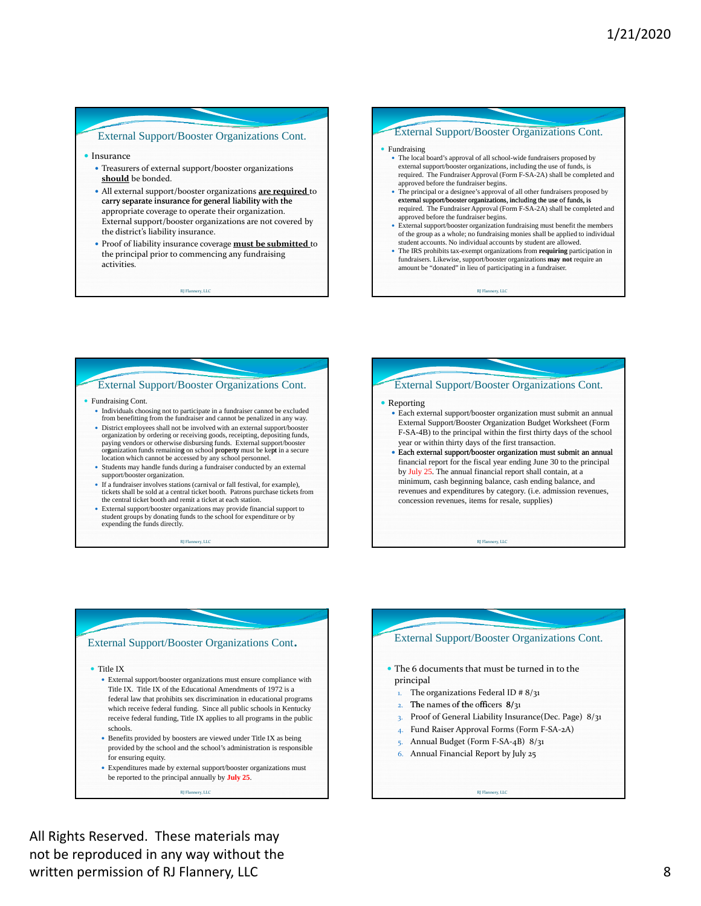## External Support/Booster Organizations Cont.

- Insurance
  - Treasurers of external support/booster organizations **should** be bonded.
  - All external support/booster organizations **are required** to carry separate insurance for general liability with the appropriate coverage to operate their organization. External support/booster organizations are not covered by the district's liability insurance.
  - Proof of liability insurance coverage **must be submitted** to the principal prior to commencing any fundraising activities.

RJ Flannery, LLC

## External Support/Booster Organizations Cont.

- Fundraising
  - The local board's approval of all school-wide fundraisers proposed by external support/booster organizations, including the use of funds, is required. The Fundraiser Approval (Form F-SA-2A) shall be completed and approved before the fundraiser begins.
  - The principal or a designee's approval of all other fundraisers proposed by external support/booster organizations, including the use of funds, is required. The Fundraiser Approval (Form F-SA-2A) shall be completed and approved before the fundraiser begins.
  - External support/booster organization fundraising must benefit the members of the group as a whole; no fundraising monies shall be applied to individual student accounts. No individual accounts by student are allowed.
  - The IRS prohibits tax-exempt organizations from **requiring** participation in fundraisers. Likewise, support/booster organizations **may not** require an amount be "donated" in lieu of participating in a fundraiser.

RJ Flannery, LLC

## External Support/Booster Organizations Cont.

- Fundraising Cont.
  - Individuals choosing not to participate in a fundraiser cannot be excluded from benefitting from the fundraiser and cannot be penalized in any way.
  - District employees shall not be involved with an external support/booster organization by ordering or receiving goods, receipting, depositing funds, paying vendors or otherwise disbursing funds. External support/booster organization funds remaining on school property must be kept in a secure location which cannot be accessed by any school personnel.
  - Students may handle funds during a fundraiser conducted by an external support/booster organization.
  - If a fundraiser involves stations (carnival or fall festival, for example), tickets shall be sold at a central ticket booth. Patrons purchase tickets from the central ticket booth and remit a ticket at each station.
  - External support/booster organizations may provide financial support to student groups by donating funds to the school for expenditure or by expending the funds directly.

RJ Flannery, LLC

## External Support/Booster Organizations Cont.

- Reporting
  - Each external support/booster organization must submit an annual External Support/Booster Organization Budget Worksheet (Form F-SA-4B) to the principal within the first thirty days of the school year or within thirty days of the first transaction.
  - Each external support/booster organization must submit an annual financial report for the fiscal year ending June 30 to the principal by July 25. The annual financial report shall contain, at a minimum, cash beginning balance, cash ending balance, and revenues and expenditures by category. (i.e. admission revenues, concession revenues, items for resale, supplies)

RJ Flannery, LLC

## External Support/Booster Organizations Cont.

- Title IX
  - External support/booster organizations must ensure compliance with Title IX. Title IX of the Educational Amendments of 1972 is a federal law that prohibits sex discrimination in educational programs which receive federal funding. Since all public schools in Kentucky receive federal funding, Title IX applies to all programs in the public schools.
  - Benefits provided by boosters are viewed under Title IX as being provided by the school and the school's administration is responsible for ensuring equity.
  - Expenditures made by external support/booster organizations must be reported to the principal annually by **July 25**.

RJ Flannery, LLC

## External Support/Booster Organizations Cont.

- The 6 documents that must be turned in to the principal
  1. The organizations Federal ID # 8/31
  2. The names of the officers 8/31
  3. Proof of General Liability Insurance(Dec. Page) 8/31
  4. Fund Raiser Approval Forms (Form F-SA-2A)
  5. Annual Budget (Form F-SA-4B) 8/31
  6. Annual Financial Report by July 25

RJ Flannery, LLC

All Rights Reserved. These materials may not be reproduced in any way without the written permission of RJ Flannery, LLC